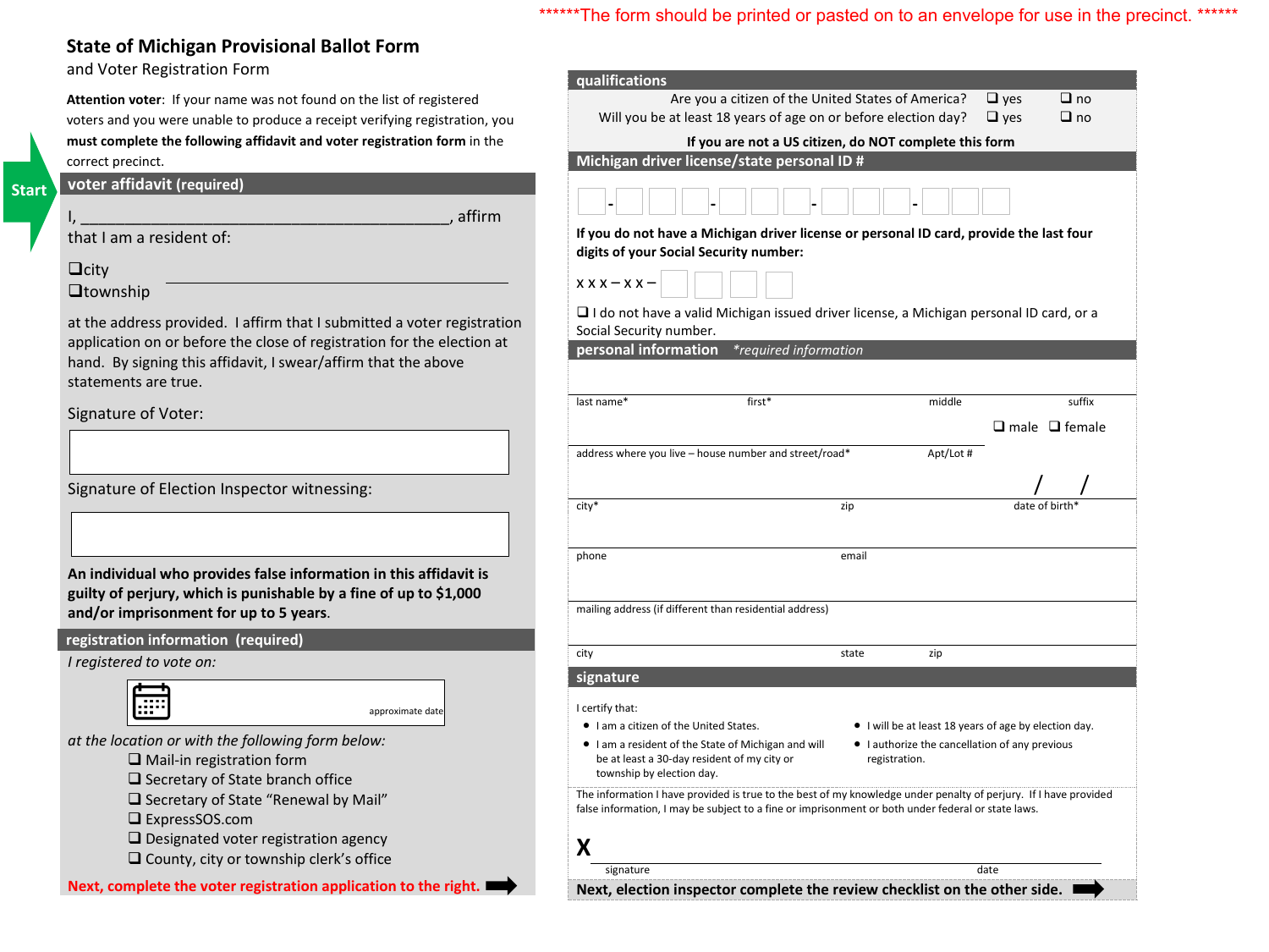******The form should be printed or pasted on to an envelope for use in the precinct. ******

# State of Michigan Provisional Ballot Form

and Voter Registration Form

**Attention voter**: If your name was not found on the list of registered voters and you were unable to produce a receipt verifying registration, you **must complete the following affidavit and voter registration form** in the correct precinct.

Start

## voter affidavit (required)

I, ________________________________________, affirm that I am a resident of:

❑ city
❑ township
______________________________

at the address provided. I affirm that I submitted a voter registration application on or before the close of registration for the election at hand. By signing this affidavit, I swear/affirm that the above statements are true.

Signature of Voter:

Signature of Election Inspector witnessing:

**An individual who provides false information in this affidavit is guilty of perjury, which is punishable by a fine of up to $1,000 and/or imprisonment for up to 5 years.**

## registration information (required)

*I registered to vote on:*

approximate date

*at the location or with the following form below:*

- ❑ Mail-in registration form
- ❑ Secretary of State branch office
- ❑ Secretary of State "Renewal by Mail"
- ❑ ExpressSOS.com
- ❑ Designated voter registration agency
- ❑ County, city or township clerk's office

**Next, complete the voter registration application to the right.**

## qualifications

Are you a citizen of the United States of America? ❑ yes ❑ no
Will you be at least 18 years of age on or before election day? ❑ yes ❑ no

**If you are not a US citizen, do NOT complete this form**

## Michigan driver license/state personal ID #

☐ - ☐☐☐ - ☐☐☐ - ☐☐☐ - ☐☐☐

**If you do not have a Michigan driver license or personal ID card, provide the last four digits of your Social Security number:**

X X X – X X – ☐☐☐☐

❑ I do not have a valid Michigan issued driver license, a Michigan personal ID card, or a Social Security number.

## personal information *\*required information*

last name* | first* | middle | suffix

❑ male ❑ female

address where you live – house number and street/road* | Apt/Lot #

city* | zip | date of birth* ___ / ___ / ___

phone | email

mailing address (if different than residential address)

city | state | zip

## signature

I certify that:

- I am a citizen of the United States.
- I am a resident of the State of Michigan and will be at least a 30-day resident of my city or township by election day.
- I will be at least 18 years of age by election day.
- I authorize the cancellation of any previous registration.

The information I have provided is true to the best of my knowledge under penalty of perjury. If I have provided false information, I may be subject to a fine or imprisonment or both under federal or state laws.

**X** ________________________________________

signature | date

**Next, election inspector complete the review checklist on the other side.**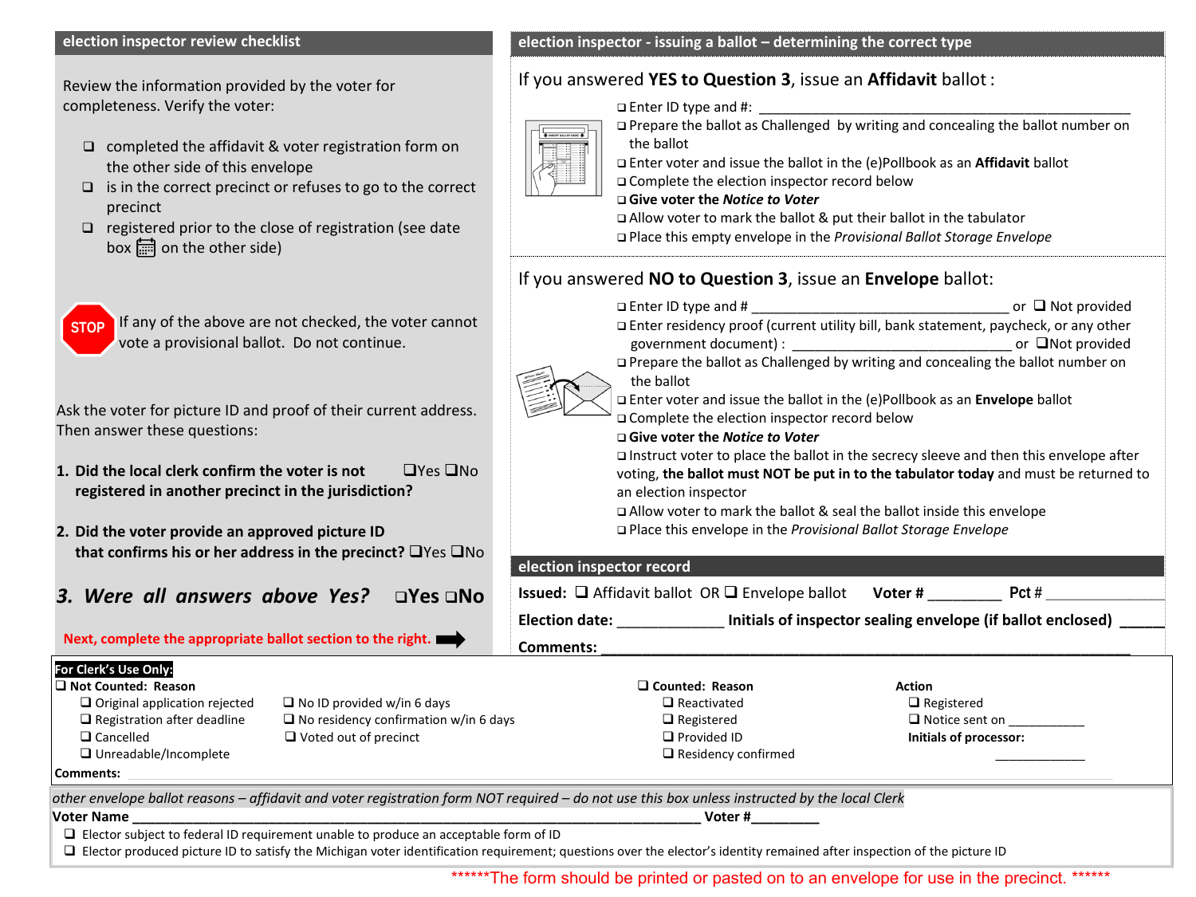## election inspector review checklist

Review the information provided by the voter for completeness. Verify the voter:

- ❑ completed the affidavit & voter registration form on the other side of this envelope
- ❑ is in the correct precinct or refuses to go to the correct precinct
- ❑ registered prior to the close of registration (see date box on the other side)

**STOP** If any of the above are not checked, the voter cannot vote a provisional ballot. Do not continue.

Ask the voter for picture ID and proof of their current address. Then answer these questions:

1. **Did the local clerk confirm the voter is not registered in another precinct in the jurisdiction?** ❑Yes ❑No

2. **Did the voter provide an approved picture ID that confirms his or her address in the precinct?** ❑Yes ❑No

3. ***Were all answers above Yes?*** **❑Yes ❑No**

Next, complete the appropriate ballot section to the right. ➡

## election inspector - issuing a ballot – determining the correct type

If you answered **YES to Question 3**, issue an **Affidavit** ballot :

- ❑ Enter ID type and #: ______________________________________________
- ❑ Prepare the ballot as Challenged by writing and concealing the ballot number on the ballot
- ❑ Enter voter and issue the ballot in the (e)Pollbook as an **Affidavit** ballot
- ❑ Complete the election inspector record below
- ❑ **Give voter the *Notice to Voter***
- ❑ Allow voter to mark the ballot & put their ballot in the tabulator
- ❑ Place this empty envelope in the *Provisional Ballot Storage Envelope*

If you answered **NO to Question 3**, issue an **Envelope** ballot:

- ❑ Enter ID type and # ________________________________ or ❑ Not provided
- ❑ Enter residency proof (current utility bill, bank statement, paycheck, or any other government document) : ____________________________ or ❑Not provided
- ❑ Prepare the ballot as Challenged by writing and concealing the ballot number on the ballot
- ❑ Enter voter and issue the ballot in the (e)Pollbook as an **Envelope** ballot
- ❑ Complete the election inspector record below
- ❑ **Give voter the *Notice to Voter***
- ❑ Instruct voter to place the ballot in the secrecy sleeve and then this envelope after voting, **the ballot must NOT be put in to the tabulator today** and must be returned to an election inspector
- ❑ Allow voter to mark the ballot & seal the ballot inside this envelope
- ❑ Place this envelope in the *Provisional Ballot Storage Envelope*

## election inspector record

**Issued:** ❑ Affidavit ballot OR ❑ Envelope ballot **Voter #** _________ **Pct #** _______________

**Election date:** _____________ **Initials of inspector sealing envelope (if ballot enclosed)** _____

**Comments:** ____________________________________________________________________

**For Clerk's Use Only:**

❑ **Not Counted: Reason**

- ❑ Original application rejected
- ❑ Registration after deadline
- ❑ Cancelled
- ❑ Unreadable/Incomplete
- ❑ No ID provided w/in 6 days
- ❑ No residency confirmation w/in 6 days
- ❑ Voted out of precinct

❑ **Counted: Reason**

- ❑ Reactivated
- ❑ Registered
- ❑ Provided ID
- ❑ Residency confirmed

**Action**

- ❑ Registered
- ❑ Notice sent on ___________

**Initials of processor:** ____________

**Comments:**

*other envelope ballot reasons – affidavit and voter registration form NOT required – do not use this box unless instructed by the local Clerk*

**Voter Name** ___________________________________________________________________________ **Voter #**_________

- ❑ Elector subject to federal ID requirement unable to produce an acceptable form of ID
- ❑ Elector produced picture ID to satisfy the Michigan voter identification requirement; questions over the elector's identity remained after inspection of the picture ID

******The form should be printed or pasted on to an envelope for use in the precinct. ******